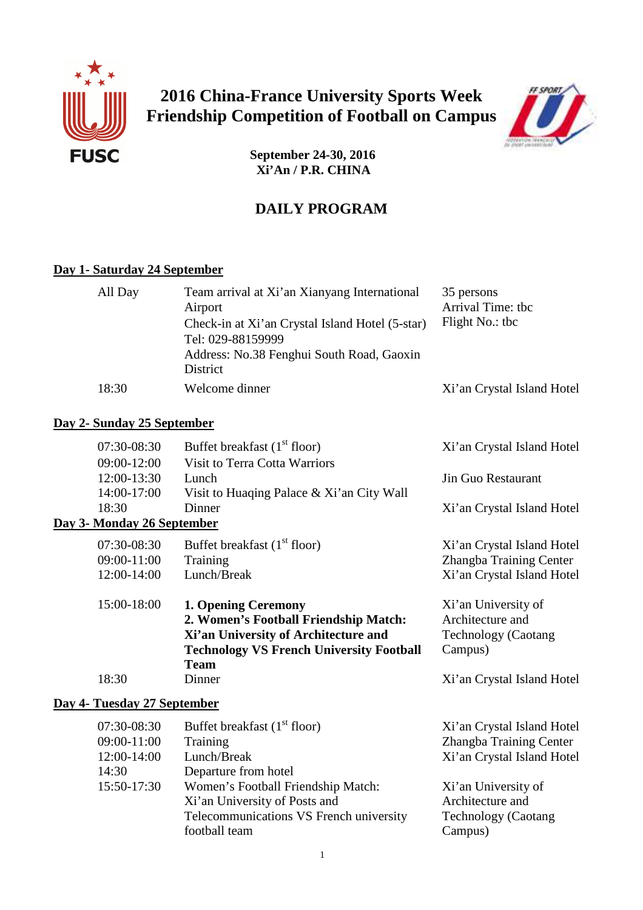# 2016 China-France University Sports Week
# Friendship Competition of Football on Campus

**September 24-30, 2016**
**Xi'An / P.R. CHINA**

## DAILY PROGRAM

### Day 1- Saturday 24 September

| | | |
|---|---|---|
| All Day | Team arrival at Xi'an Xianyang International Airport<br>Check-in at Xi'an Crystal Island Hotel (5-star)<br>Tel: 029-88159999<br>Address: No.38 Fenghui South Road, Gaoxin District | 35 persons<br>Arrival Time: tbc<br>Flight No.: tbc |
| 18:30 | Welcome dinner | Xi'an Crystal Island Hotel |

### Day 2- Sunday 25 September

| | | |
|---|---|---|
| 07:30-08:30 | Buffet breakfast (1st floor) | Xi'an Crystal Island Hotel |
| 09:00-12:00 | Visit to Terra Cotta Warriors | |
| 12:00-13:30 | Lunch | Jin Guo Restaurant |
| 14:00-17:00 | Visit to Huaqing Palace & Xi'an City Wall | |
| 18:30 | Dinner | Xi'an Crystal Island Hotel |

### Day 3- Monday 26 September

| | | |
|---|---|---|
| 07:30-08:30 | Buffet breakfast (1st floor) | Xi'an Crystal Island Hotel |
| 09:00-11:00 | Training | Zhangba Training Center |
| 12:00-14:00 | Lunch/Break | Xi'an Crystal Island Hotel |
| 15:00-18:00 | **1. Opening Ceremony**<br>**2. Women's Football Friendship Match: Xi'an University of Architecture and Technology VS French University Football Team** | Xi'an University of Architecture and Technology (Caotang Campus) |
| 18:30 | Dinner | Xi'an Crystal Island Hotel |

### Day 4- Tuesday 27 September

| | | |
|---|---|---|
| 07:30-08:30 | Buffet breakfast (1st floor) | Xi'an Crystal Island Hotel |
| 09:00-11:00 | Training | Zhangba Training Center |
| 12:00-14:00 | Lunch/Break | Xi'an Crystal Island Hotel |
| 14:30 | Departure from hotel | |
| 15:50-17:30 | Women's Football Friendship Match: Xi'an University of Posts and Telecommunications VS French university football team | Xi'an University of Architecture and Technology (Caotang Campus) |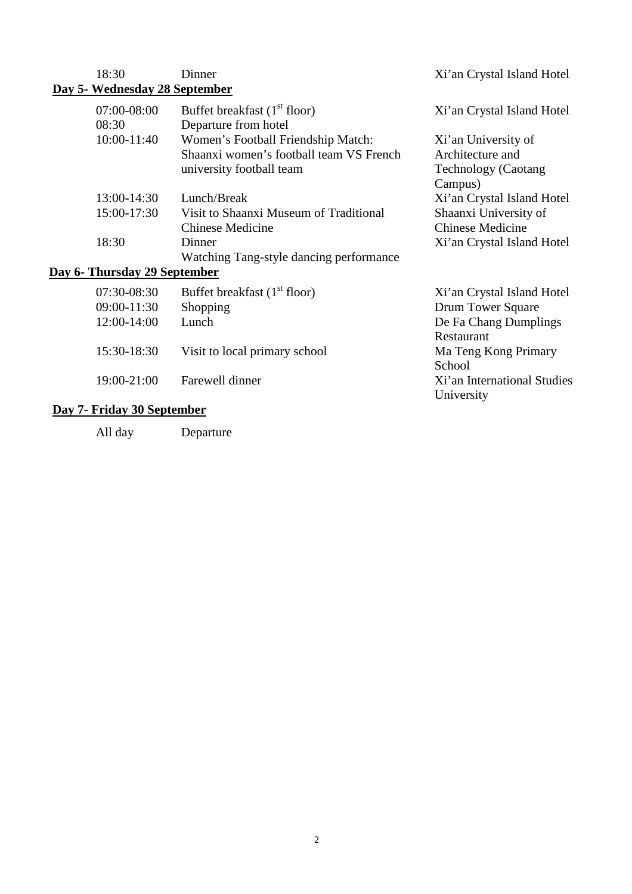| | | |
|---|---|---|
| 18:30 | Dinner | Xi'an Crystal Island Hotel |

**Day 5- Wednesday 28 September**

| | | |
|---|---|---|
| 07:00-08:00 | Buffet breakfast (1st floor) | Xi'an Crystal Island Hotel |
| 08:30 | Departure from hotel | |
| 10:00-11:40 | Women's Football Friendship Match: Shaanxi women's football team VS French university football team | Xi'an University of Architecture and Technology (Caotang Campus) |
| 13:00-14:30 | Lunch/Break | Xi'an Crystal Island Hotel |
| 15:00-17:30 | Visit to Shaanxi Museum of Traditional Chinese Medicine | Shaanxi University of Chinese Medicine |
| 18:30 | Dinner<br>Watching Tang-style dancing performance | Xi'an Crystal Island Hotel |

**Day 6- Thursday 29 September**

| | | |
|---|---|---|
| 07:30-08:30 | Buffet breakfast (1st floor) | Xi'an Crystal Island Hotel |
| 09:00-11:30 | Shopping | Drum Tower Square |
| 12:00-14:00 | Lunch | De Fa Chang Dumplings Restaurant |
| 15:30-18:30 | Visit to local primary school | Ma Teng Kong Primary School |
| 19:00-21:00 | Farewell dinner | Xi'an International Studies University |

**Day 7- Friday 30 September**

| | |
|---|---|
| All day | Departure |